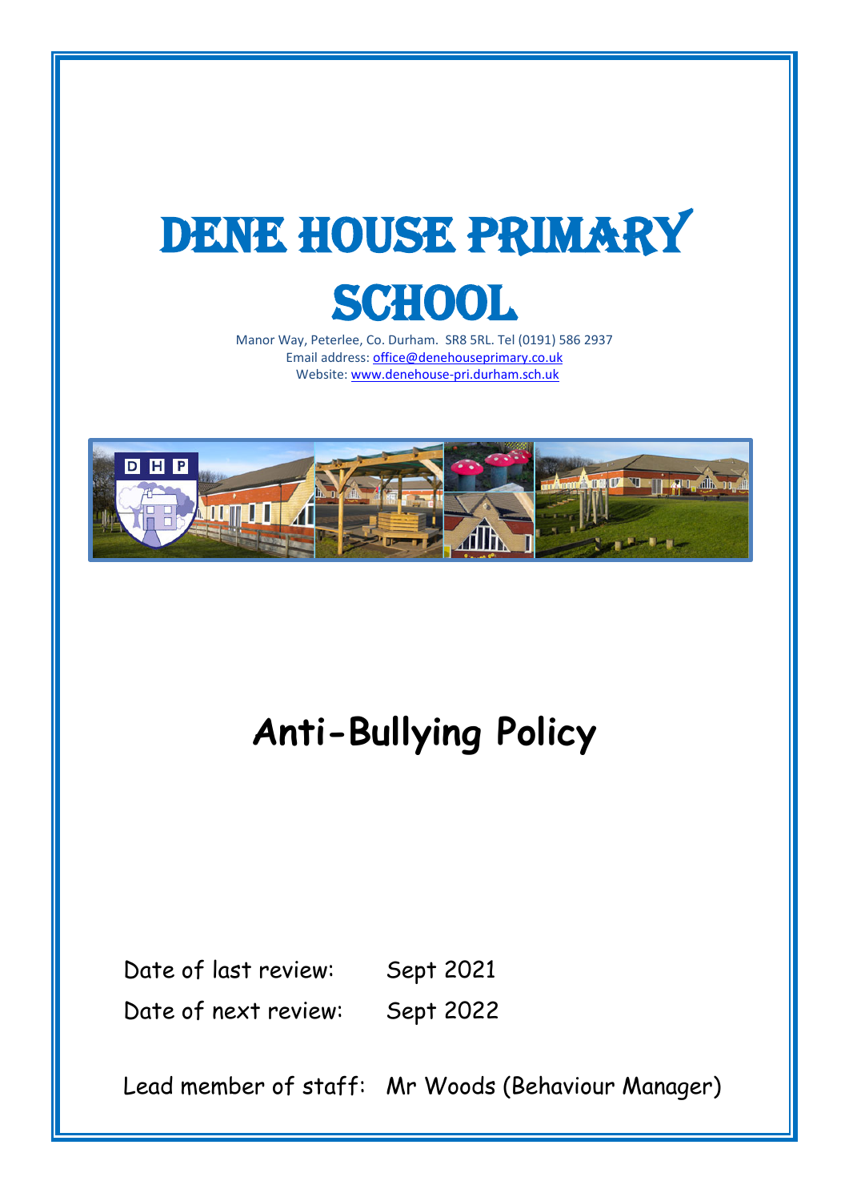# Dene House Primary School

Manor Way, Peterlee, Co. Durham. SR8 5RL. Tel (0191) 586 2937
Email address: office@denehouseprimary.co.uk
Website: www.denehouse-pri.durham.sch.uk

## Anti-Bullying Policy

Date of last review: Sept 2021

Date of next review: Sept 2022

Lead member of staff: Mr Woods (Behaviour Manager)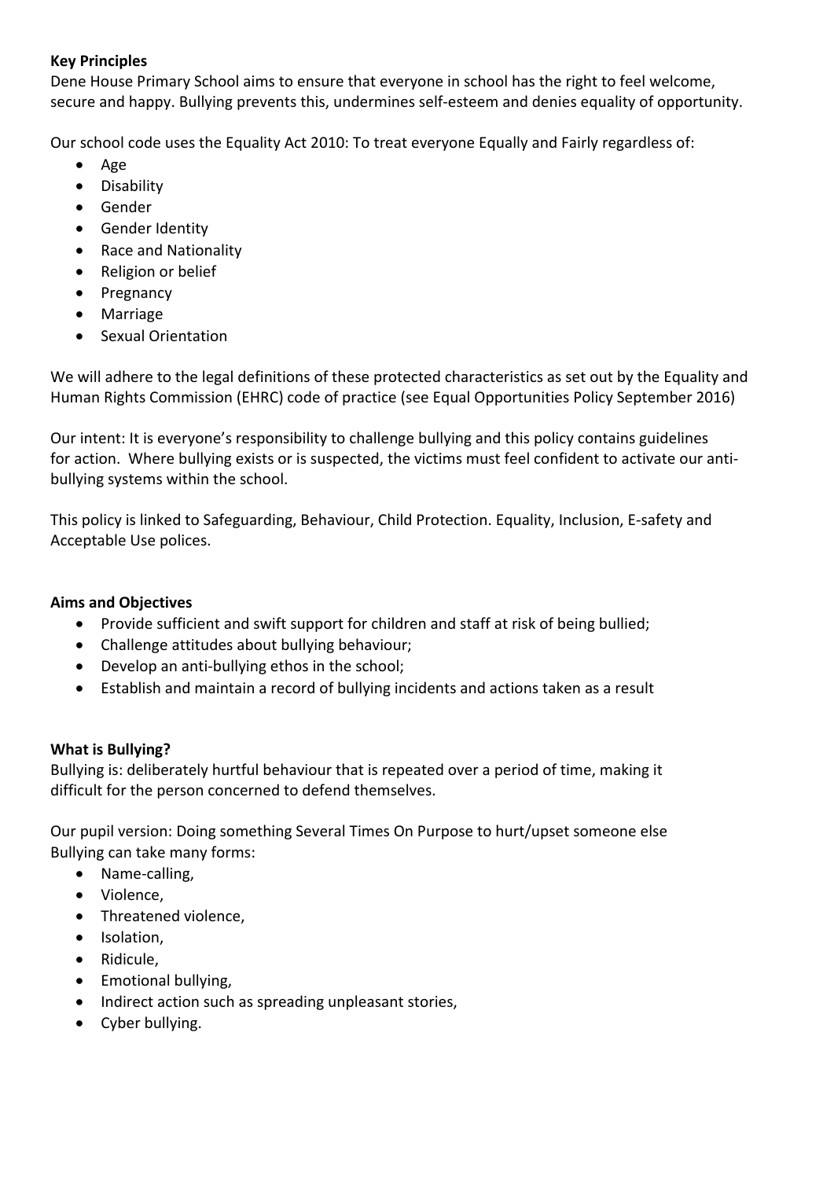**Key Principles**

Dene House Primary School aims to ensure that everyone in school has the right to feel welcome, secure and happy. Bullying prevents this, undermines self-esteem and denies equality of opportunity.

Our school code uses the Equality Act 2010: To treat everyone Equally and Fairly regardless of:

- Age
- Disability
- Gender
- Gender Identity
- Race and Nationality
- Religion or belief
- Pregnancy
- Marriage
- Sexual Orientation

We will adhere to the legal definitions of these protected characteristics as set out by the Equality and Human Rights Commission (EHRC) code of practice (see Equal Opportunities Policy September 2016)

Our intent: It is everyone's responsibility to challenge bullying and this policy contains guidelines for action. Where bullying exists or is suspected, the victims must feel confident to activate our anti-bullying systems within the school.

This policy is linked to Safeguarding, Behaviour, Child Protection. Equality, Inclusion, E-safety and Acceptable Use polices.

**Aims and Objectives**

- Provide sufficient and swift support for children and staff at risk of being bullied;
- Challenge attitudes about bullying behaviour;
- Develop an anti-bullying ethos in the school;
- Establish and maintain a record of bullying incidents and actions taken as a result

**What is Bullying?**

Bullying is: deliberately hurtful behaviour that is repeated over a period of time, making it difficult for the person concerned to defend themselves.

Our pupil version: Doing something Several Times On Purpose to hurt/upset someone else
Bullying can take many forms:

- Name-calling,
- Violence,
- Threatened violence,
- Isolation,
- Ridicule,
- Emotional bullying,
- Indirect action such as spreading unpleasant stories,
- Cyber bullying.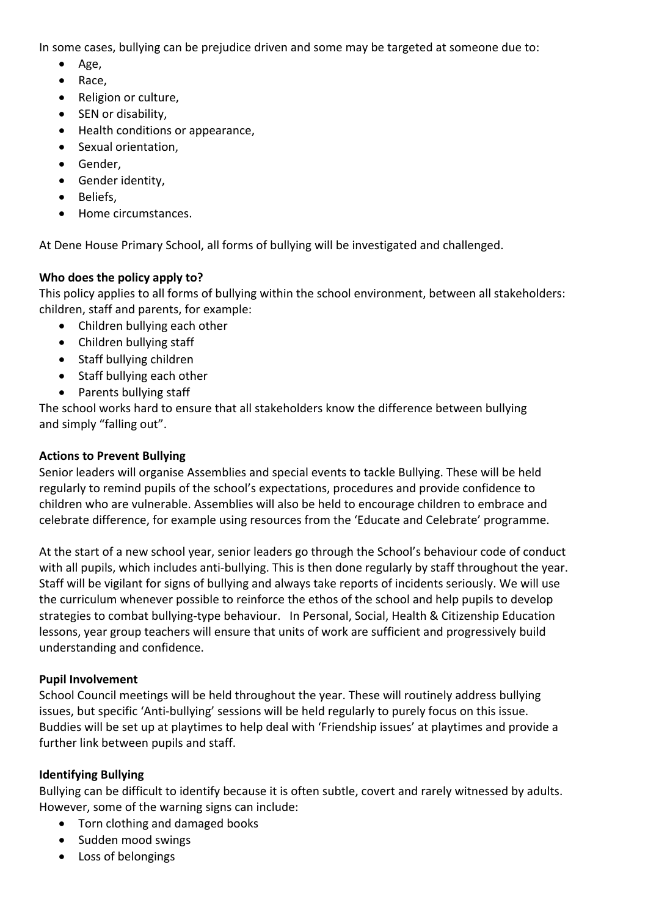In some cases, bullying can be prejudice driven and some may be targeted at someone due to:

- Age,
- Race,
- Religion or culture,
- SEN or disability,
- Health conditions or appearance,
- Sexual orientation,
- Gender,
- Gender identity,
- Beliefs,
- Home circumstances.

At Dene House Primary School, all forms of bullying will be investigated and challenged.

**Who does the policy apply to?**

This policy applies to all forms of bullying within the school environment, between all stakeholders: children, staff and parents, for example:

- Children bullying each other
- Children bullying staff
- Staff bullying children
- Staff bullying each other
- Parents bullying staff

The school works hard to ensure that all stakeholders know the difference between bullying and simply "falling out".

**Actions to Prevent Bullying**

Senior leaders will organise Assemblies and special events to tackle Bullying. These will be held regularly to remind pupils of the school's expectations, procedures and provide confidence to children who are vulnerable. Assemblies will also be held to encourage children to embrace and celebrate difference, for example using resources from the 'Educate and Celebrate' programme.

At the start of a new school year, senior leaders go through the School's behaviour code of conduct with all pupils, which includes anti-bullying. This is then done regularly by staff throughout the year. Staff will be vigilant for signs of bullying and always take reports of incidents seriously. We will use the curriculum whenever possible to reinforce the ethos of the school and help pupils to develop strategies to combat bullying-type behaviour. In Personal, Social, Health & Citizenship Education lessons, year group teachers will ensure that units of work are sufficient and progressively build understanding and confidence.

**Pupil Involvement**

School Council meetings will be held throughout the year. These will routinely address bullying issues, but specific 'Anti-bullying' sessions will be held regularly to purely focus on this issue. Buddies will be set up at playtimes to help deal with 'Friendship issues' at playtimes and provide a further link between pupils and staff.

**Identifying Bullying**

Bullying can be difficult to identify because it is often subtle, covert and rarely witnessed by adults. However, some of the warning signs can include:

- Torn clothing and damaged books
- Sudden mood swings
- Loss of belongings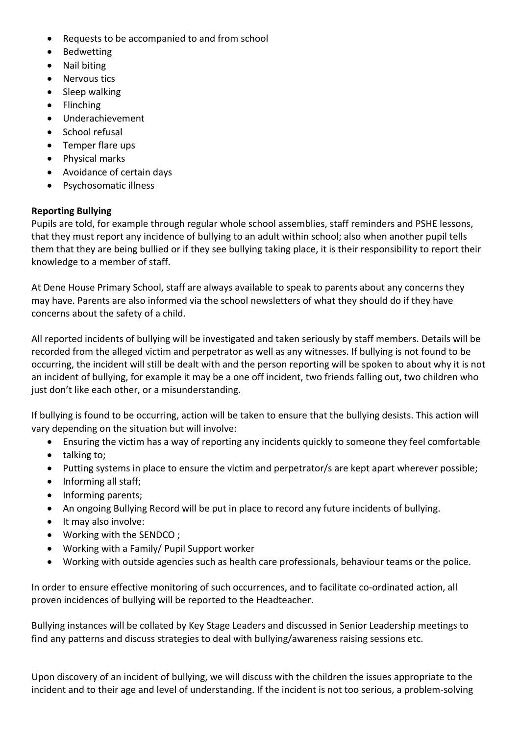- Requests to be accompanied to and from school
- Bedwetting
- Nail biting
- Nervous tics
- Sleep walking
- Flinching
- Underachievement
- School refusal
- Temper flare ups
- Physical marks
- Avoidance of certain days
- Psychosomatic illness

**Reporting Bullying**

Pupils are told, for example through regular whole school assemblies, staff reminders and PSHE lessons, that they must report any incidence of bullying to an adult within school; also when another pupil tells them that they are being bullied or if they see bullying taking place, it is their responsibility to report their knowledge to a member of staff.

At Dene House Primary School, staff are always available to speak to parents about any concerns they may have. Parents are also informed via the school newsletters of what they should do if they have concerns about the safety of a child.

All reported incidents of bullying will be investigated and taken seriously by staff members. Details will be recorded from the alleged victim and perpetrator as well as any witnesses. If bullying is not found to be occurring, the incident will still be dealt with and the person reporting will be spoken to about why it is not an incident of bullying, for example it may be a one off incident, two friends falling out, two children who just don't like each other, or a misunderstanding.

If bullying is found to be occurring, action will be taken to ensure that the bullying desists. This action will vary depending on the situation but will involve:

- Ensuring the victim has a way of reporting any incidents quickly to someone they feel comfortable
- talking to;
- Putting systems in place to ensure the victim and perpetrator/s are kept apart wherever possible;
- Informing all staff;
- Informing parents;
- An ongoing Bullying Record will be put in place to record any future incidents of bullying.
- It may also involve:
- Working with the SENDCO ;
- Working with a Family/ Pupil Support worker
- Working with outside agencies such as health care professionals, behaviour teams or the police.

In order to ensure effective monitoring of such occurrences, and to facilitate co-ordinated action, all proven incidences of bullying will be reported to the Headteacher.

Bullying instances will be collated by Key Stage Leaders and discussed in Senior Leadership meetings to find any patterns and discuss strategies to deal with bullying/awareness raising sessions etc.

Upon discovery of an incident of bullying, we will discuss with the children the issues appropriate to the incident and to their age and level of understanding. If the incident is not too serious, a problem-solving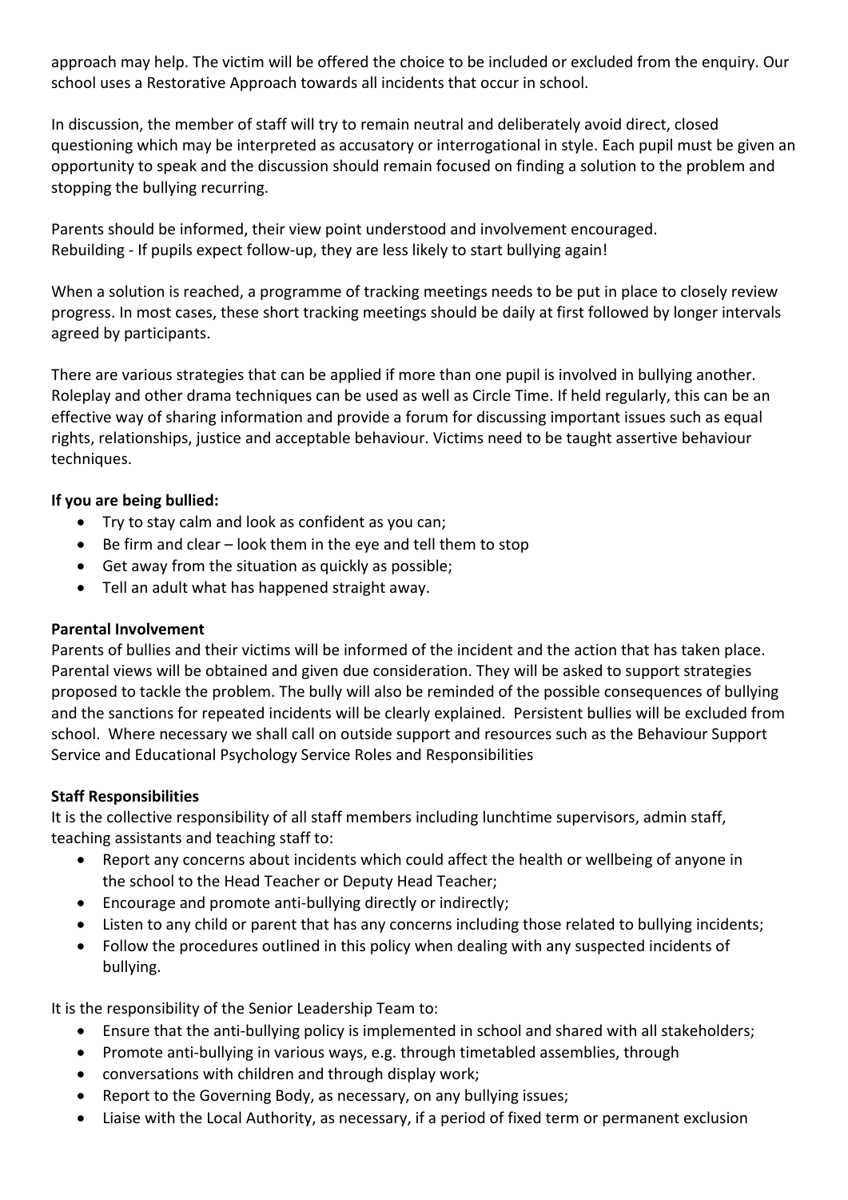approach may help. The victim will be offered the choice to be included or excluded from the enquiry. Our school uses a Restorative Approach towards all incidents that occur in school.

In discussion, the member of staff will try to remain neutral and deliberately avoid direct, closed questioning which may be interpreted as accusatory or interrogational in style. Each pupil must be given an opportunity to speak and the discussion should remain focused on finding a solution to the problem and stopping the bullying recurring.

Parents should be informed, their view point understood and involvement encouraged.
Rebuilding - If pupils expect follow-up, they are less likely to start bullying again!

When a solution is reached, a programme of tracking meetings needs to be put in place to closely review progress. In most cases, these short tracking meetings should be daily at first followed by longer intervals agreed by participants.

There are various strategies that can be applied if more than one pupil is involved in bullying another. Roleplay and other drama techniques can be used as well as Circle Time. If held regularly, this can be an effective way of sharing information and provide a forum for discussing important issues such as equal rights, relationships, justice and acceptable behaviour. Victims need to be taught assertive behaviour techniques.

**If you are being bullied:**

- Try to stay calm and look as confident as you can;
- Be firm and clear – look them in the eye and tell them to stop
- Get away from the situation as quickly as possible;
- Tell an adult what has happened straight away.

**Parental Involvement**

Parents of bullies and their victims will be informed of the incident and the action that has taken place. Parental views will be obtained and given due consideration. They will be asked to support strategies proposed to tackle the problem. The bully will also be reminded of the possible consequences of bullying and the sanctions for repeated incidents will be clearly explained. Persistent bullies will be excluded from school. Where necessary we shall call on outside support and resources such as the Behaviour Support Service and Educational Psychology Service Roles and Responsibilities

**Staff Responsibilities**

It is the collective responsibility of all staff members including lunchtime supervisors, admin staff, teaching assistants and teaching staff to:

- Report any concerns about incidents which could affect the health or wellbeing of anyone in the school to the Head Teacher or Deputy Head Teacher;
- Encourage and promote anti-bullying directly or indirectly;
- Listen to any child or parent that has any concerns including those related to bullying incidents;
- Follow the procedures outlined in this policy when dealing with any suspected incidents of bullying.

It is the responsibility of the Senior Leadership Team to:

- Ensure that the anti-bullying policy is implemented in school and shared with all stakeholders;
- Promote anti-bullying in various ways, e.g. through timetabled assemblies, through
- conversations with children and through display work;
- Report to the Governing Body, as necessary, on any bullying issues;
- Liaise with the Local Authority, as necessary, if a period of fixed term or permanent exclusion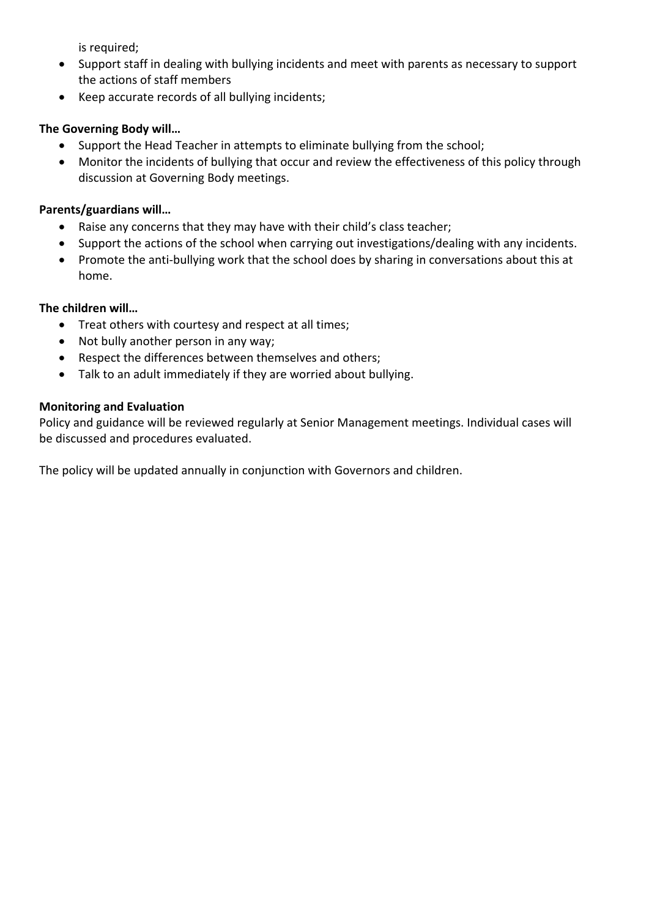is required;

- Support staff in dealing with bullying incidents and meet with parents as necessary to support the actions of staff members
- Keep accurate records of all bullying incidents;

**The Governing Body will…**

- Support the Head Teacher in attempts to eliminate bullying from the school;
- Monitor the incidents of bullying that occur and review the effectiveness of this policy through discussion at Governing Body meetings.

**Parents/guardians will…**

- Raise any concerns that they may have with their child's class teacher;
- Support the actions of the school when carrying out investigations/dealing with any incidents.
- Promote the anti-bullying work that the school does by sharing in conversations about this at home.

**The children will…**

- Treat others with courtesy and respect at all times;
- Not bully another person in any way;
- Respect the differences between themselves and others;
- Talk to an adult immediately if they are worried about bullying.

**Monitoring and Evaluation**

Policy and guidance will be reviewed regularly at Senior Management meetings. Individual cases will be discussed and procedures evaluated.

The policy will be updated annually in conjunction with Governors and children.